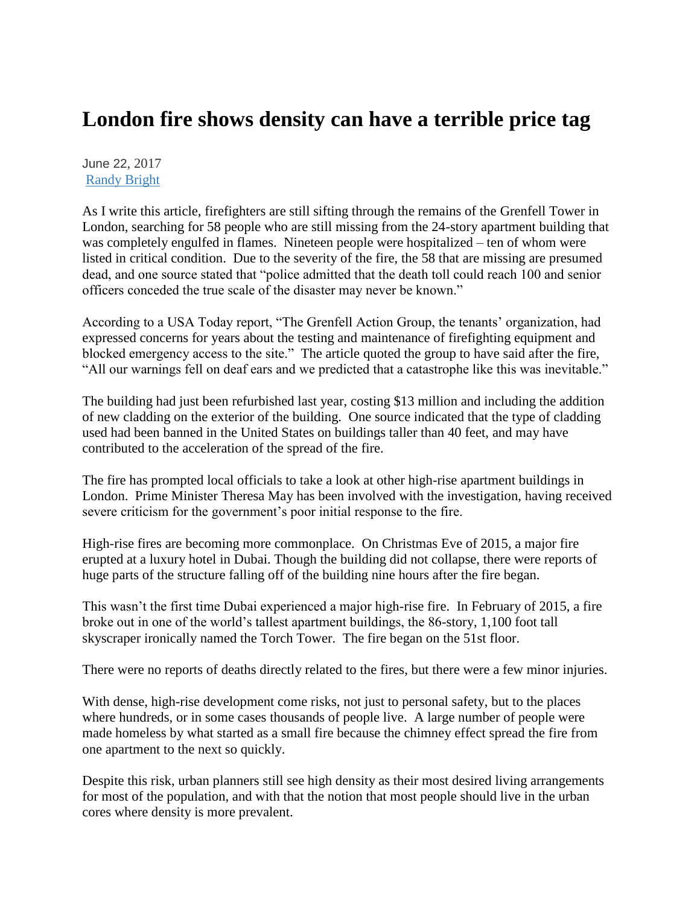# London fire shows density can have a terrible price tag

June 22, 2017
[Randy Bright]

As I write this article, firefighters are still sifting through the remains of the Grenfell Tower in London, searching for 58 people who are still missing from the 24-story apartment building that was completely engulfed in flames. Nineteen people were hospitalized – ten of whom were listed in critical condition. Due to the severity of the fire, the 58 that are missing are presumed dead, and one source stated that "police admitted that the death toll could reach 100 and senior officers conceded the true scale of the disaster may never be known."

According to a USA Today report, "The Grenfell Action Group, the tenants' organization, had expressed concerns for years about the testing and maintenance of firefighting equipment and blocked emergency access to the site." The article quoted the group to have said after the fire, "All our warnings fell on deaf ears and we predicted that a catastrophe like this was inevitable."

The building had just been refurbished last year, costing $13 million and including the addition of new cladding on the exterior of the building. One source indicated that the type of cladding used had been banned in the United States on buildings taller than 40 feet, and may have contributed to the acceleration of the spread of the fire.

The fire has prompted local officials to take a look at other high-rise apartment buildings in London. Prime Minister Theresa May has been involved with the investigation, having received severe criticism for the government's poor initial response to the fire.

High-rise fires are becoming more commonplace. On Christmas Eve of 2015, a major fire erupted at a luxury hotel in Dubai. Though the building did not collapse, there were reports of huge parts of the structure falling off of the building nine hours after the fire began.

This wasn't the first time Dubai experienced a major high-rise fire. In February of 2015, a fire broke out in one of the world's tallest apartment buildings, the 86-story, 1,100 foot tall skyscraper ironically named the Torch Tower. The fire began on the 51st floor.

There were no reports of deaths directly related to the fires, but there were a few minor injuries.

With dense, high-rise development come risks, not just to personal safety, but to the places where hundreds, or in some cases thousands of people live. A large number of people were made homeless by what started as a small fire because the chimney effect spread the fire from one apartment to the next so quickly.

Despite this risk, urban planners still see high density as their most desired living arrangements for most of the population, and with that the notion that most people should live in the urban cores where density is more prevalent.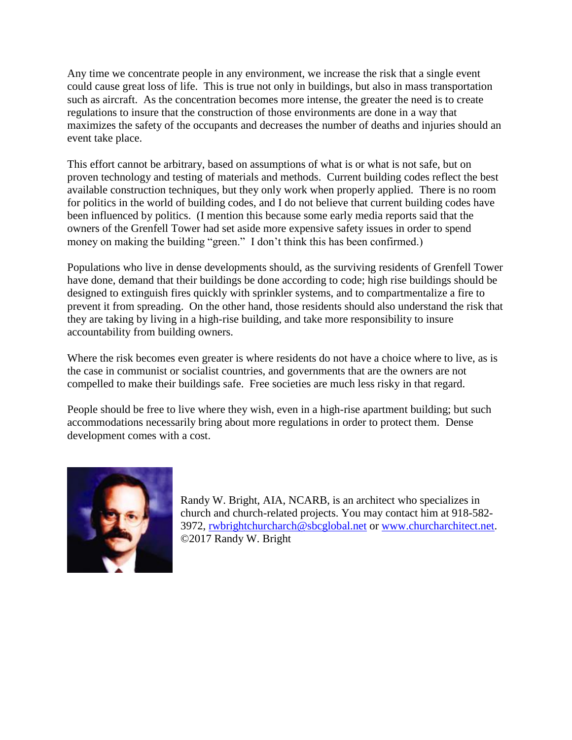Any time we concentrate people in any environment, we increase the risk that a single event could cause great loss of life. This is true not only in buildings, but also in mass transportation such as aircraft. As the concentration becomes more intense, the greater the need is to create regulations to insure that the construction of those environments are done in a way that maximizes the safety of the occupants and decreases the number of deaths and injuries should an event take place.

This effort cannot be arbitrary, based on assumptions of what is or what is not safe, but on proven technology and testing of materials and methods. Current building codes reflect the best available construction techniques, but they only work when properly applied. There is no room for politics in the world of building codes, and I do not believe that current building codes have been influenced by politics. (I mention this because some early media reports said that the owners of the Grenfell Tower had set aside more expensive safety issues in order to spend money on making the building "green." I don't think this has been confirmed.)

Populations who live in dense developments should, as the surviving residents of Grenfell Tower have done, demand that their buildings be done according to code; high rise buildings should be designed to extinguish fires quickly with sprinkler systems, and to compartmentalize a fire to prevent it from spreading. On the other hand, those residents should also understand the risk that they are taking by living in a high-rise building, and take more responsibility to insure accountability from building owners.

Where the risk becomes even greater is where residents do not have a choice where to live, as is the case in communist or socialist countries, and governments that are the owners are not compelled to make their buildings safe. Free societies are much less risky in that regard.

People should be free to live where they wish, even in a high-rise apartment building; but such accommodations necessarily bring about more regulations in order to protect them. Dense development comes with a cost.

Randy W. Bright, AIA, NCARB, is an architect who specializes in church and church-related projects. You may contact him at 918-582-3972, rwbrightchurcharch@sbcglobal.net or www.churcharchitect.net. ©2017 Randy W. Bright